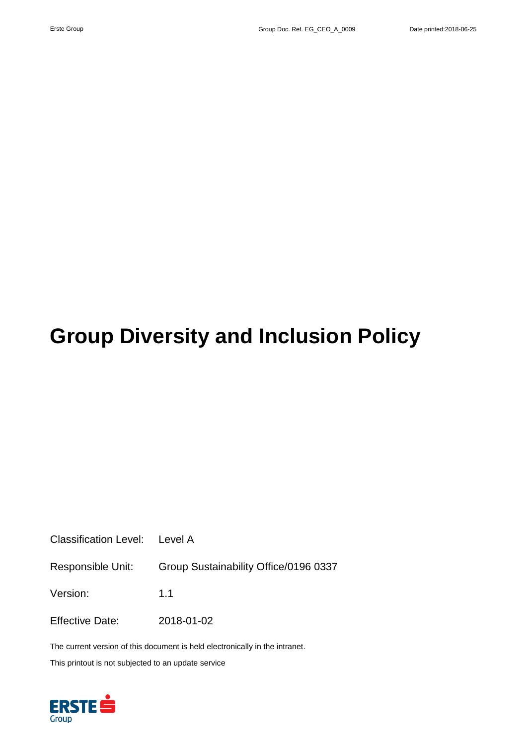# Group Diversity and Inclusion Policy

| | |
|---|---|
| Classification Level: | Level A |
| Responsible Unit: | Group Sustainability Office/0196 0337 |
| Version: | 1.1 |
| Effective Date: | 2018-01-02 |

The current version of this document is held electronically in the intranet.

This printout is not subjected to an update service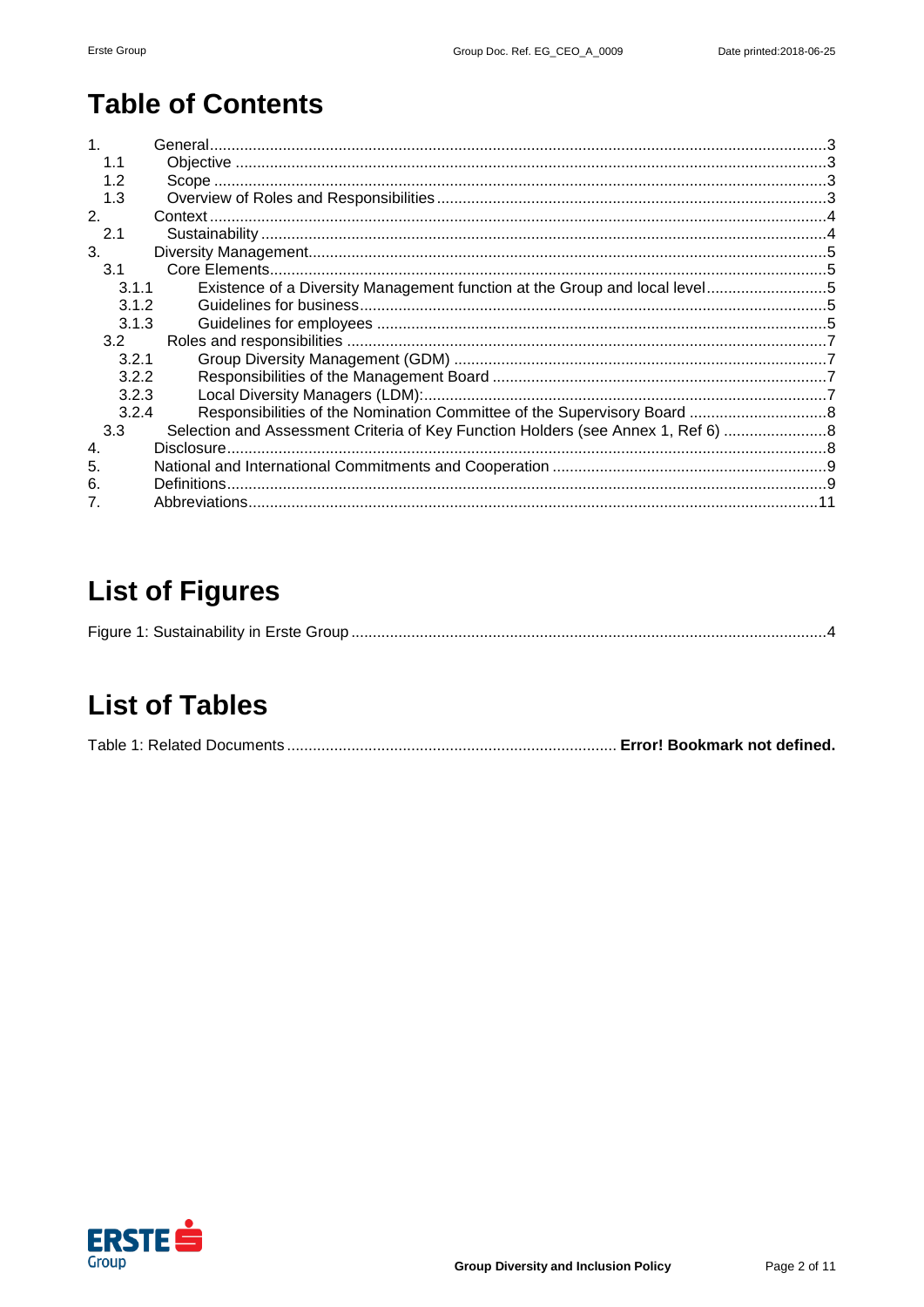# Table of Contents

1. General ... 3
   - 1.1 Objective ... 3
   - 1.2 Scope ... 3
   - 1.3 Overview of Roles and Responsibilities ... 3
2. Context ... 4
   - 2.1 Sustainability ... 4
3. Diversity Management ... 5
   - 3.1 Core Elements ... 5
     - 3.1.1 Existence of a Diversity Management function at the Group and local level ... 5
     - 3.1.2 Guidelines for business ... 5
     - 3.1.3 Guidelines for employees ... 5
   - 3.2 Roles and responsibilities ... 7
     - 3.2.1 Group Diversity Management (GDM) ... 7
     - 3.2.2 Responsibilities of the Management Board ... 7
     - 3.2.3 Local Diversity Managers (LDM): ... 7
     - 3.2.4 Responsibilities of the Nomination Committee of the Supervisory Board ... 8
   - 3.3 Selection and Assessment Criteria of Key Function Holders (see Annex 1, Ref 6) ... 8
4. Disclosure ... 8
5. National and International Commitments and Cooperation ... 9
6. Definitions ... 9
7. Abbreviations ... 11

# List of Figures

Figure 1: Sustainability in Erste Group ... 4

# List of Tables

Table 1: Related Documents ... **Error! Bookmark not defined.**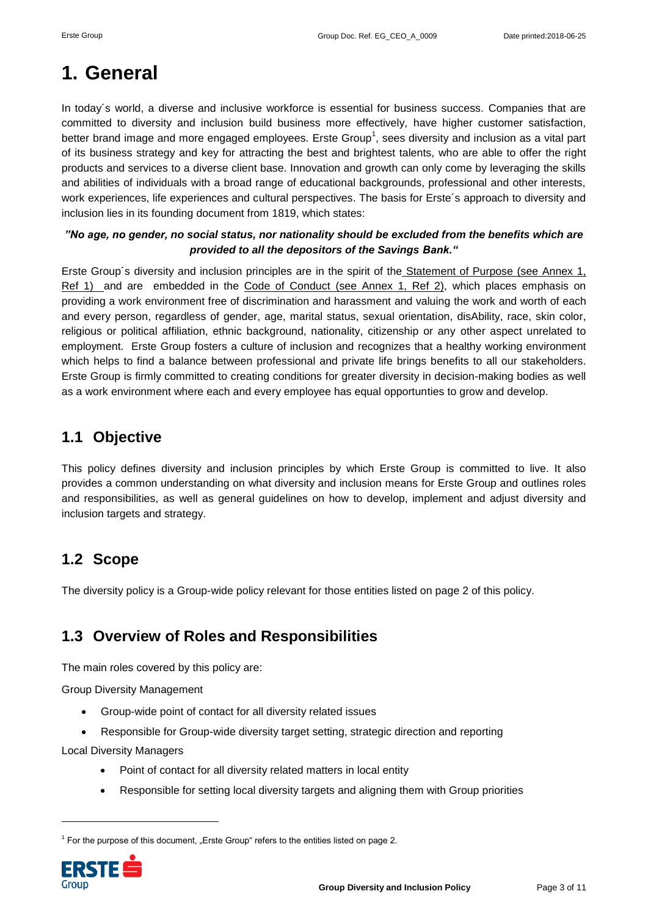# 1. General

In today´s world, a diverse and inclusive workforce is essential for business success. Companies that are committed to diversity and inclusion build business more effectively, have higher customer satisfaction, better brand image and more engaged employees. Erste Group[1], sees diversity and inclusion as a vital part of its business strategy and key for attracting the best and brightest talents, who are able to offer the right products and services to a diverse client base. Innovation and growth can only come by leveraging the skills and abilities of individuals with a broad range of educational backgrounds, professional and other interests, work experiences, life experiences and cultural perspectives. The basis for Erste´s approach to diversity and inclusion lies in its founding document from 1819, which states:

***"No age, no gender, no social status, nor nationality should be excluded from the benefits which are provided to all the depositors of the Savings Bank."***

Erste Group´s diversity and inclusion principles are in the spirit of the Statement of Purpose (see Annex 1, Ref 1) and are embedded in the Code of Conduct (see Annex 1, Ref 2), which places emphasis on providing a work environment free of discrimination and harassment and valuing the work and worth of each and every person, regardless of gender, age, marital status, sexual orientation, disAbility, race, skin color, religious or political affiliation, ethnic background, nationality, citizenship or any other aspect unrelated to employment. Erste Group fosters a culture of inclusion and recognizes that a healthy working environment which helps to find a balance between professional and private life brings benefits to all our stakeholders. Erste Group is firmly committed to creating conditions for greater diversity in decision-making bodies as well as a work environment where each and every employee has equal opportunties to grow and develop.

## 1.1 Objective

This policy defines diversity and inclusion principles by which Erste Group is committed to live. It also provides a common understanding on what diversity and inclusion means for Erste Group and outlines roles and responsibilities, as well as general guidelines on how to develop, implement and adjust diversity and inclusion targets and strategy.

## 1.2 Scope

The diversity policy is a Group-wide policy relevant for those entities listed on page 2 of this policy.

## 1.3 Overview of Roles and Responsibilities

The main roles covered by this policy are:

Group Diversity Management

- Group-wide point of contact for all diversity related issues
- Responsible for Group-wide diversity target setting, strategic direction and reporting

Local Diversity Managers

- Point of contact for all diversity related matters in local entity
- Responsible for setting local diversity targets and aligning them with Group priorities

[1] For the purpose of this document, „Erste Group" refers to the entities listed on page 2.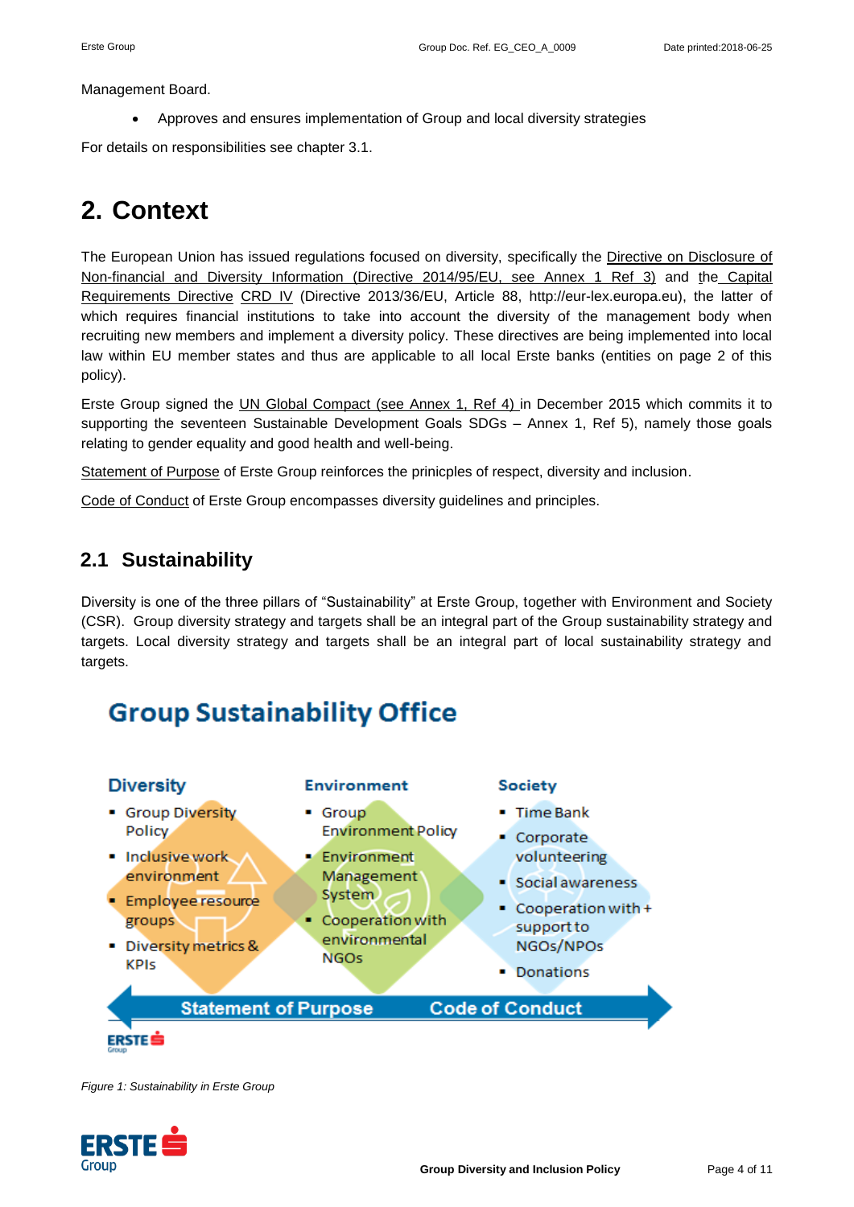Management Board.

- Approves and ensures implementation of Group and local diversity strategies

For details on responsibilities see chapter 3.1.

# 2. Context

The European Union has issued regulations focused on diversity, specifically the Directive on Disclosure of Non-financial and Diversity Information (Directive 2014/95/EU, see Annex 1 Ref 3) and the Capital Requirements Directive CRD IV (Directive 2013/36/EU, Article 88, http://eur-lex.europa.eu), the latter of which requires financial institutions to take into account the diversity of the management body when recruiting new members and implement a diversity policy. These directives are being implemented into local law within EU member states and thus are applicable to all local Erste banks (entities on page 2 of this policy).

Erste Group signed the UN Global Compact (see Annex 1, Ref 4) in December 2015 which commits it to supporting the seventeen Sustainable Development Goals SDGs – Annex 1, Ref 5), namely those goals relating to gender equality and good health and well-being.

Statement of Purpose of Erste Group reinforces the prinicples of respect, diversity and inclusion.

Code of Conduct of Erste Group encompasses diversity guidelines and principles.

## 2.1 Sustainability

Diversity is one of the three pillars of "Sustainability" at Erste Group, together with Environment and Society (CSR). Group diversity strategy and targets shall be an integral part of the Group sustainability strategy and targets. Local diversity strategy and targets shall be an integral part of local sustainability strategy and targets.

**Group Sustainability Office**

**Diversity**
- Group Diversity Policy
- Inclusive work environment
- Employee resource groups
- Diversity metrics & KPIs

**Environment**
- Group Environment Policy
- Environment Management System
- Cooperation with environmental NGOs

**Society**
- Time Bank
- Corporate volunteering
- Social awareness
- Cooperation with + support to NGOs/NPOs
- Donations

**Statement of Purpose** | **Code of Conduct**

*Figure 1: Sustainability in Erste Group*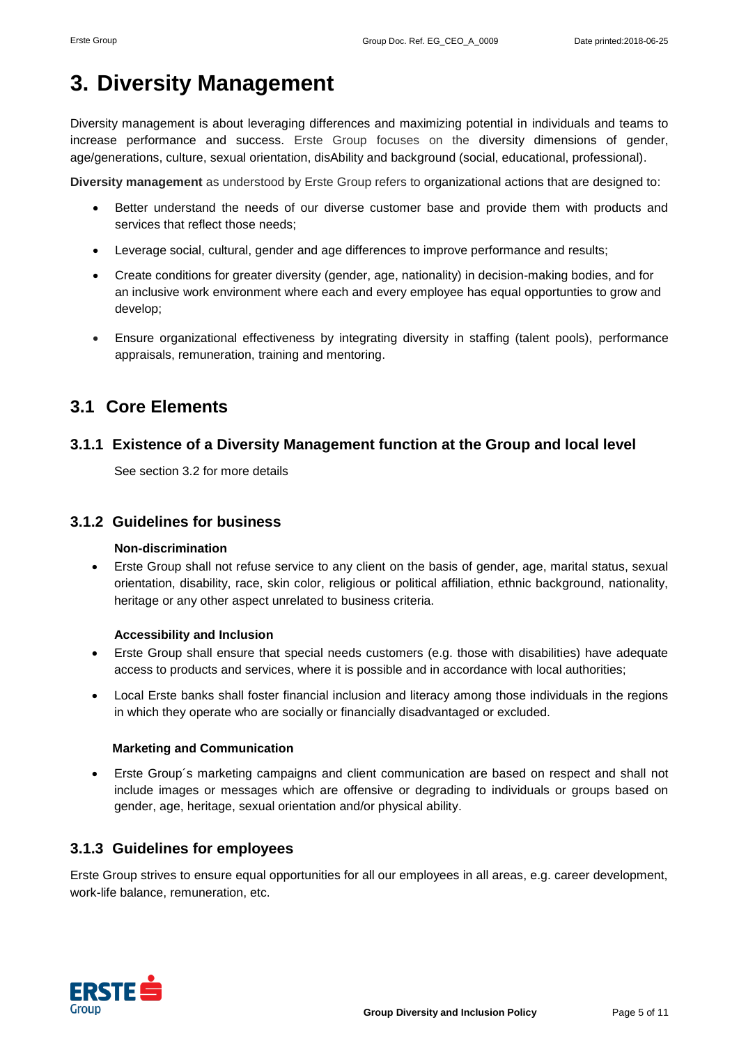# 3. Diversity Management

Diversity management is about leveraging differences and maximizing potential in individuals and teams to increase performance and success. Erste Group focuses on the diversity dimensions of gender, age/generations, culture, sexual orientation, disAbility and background (social, educational, professional).

**Diversity management** as understood by Erste Group refers to organizational actions that are designed to:

- Better understand the needs of our diverse customer base and provide them with products and services that reflect those needs;
- Leverage social, cultural, gender and age differences to improve performance and results;
- Create conditions for greater diversity (gender, age, nationality) in decision-making bodies, and for an inclusive work environment where each and every employee has equal opportunties to grow and develop;
- Ensure organizational effectiveness by integrating diversity in staffing (talent pools), performance appraisals, remuneration, training and mentoring.

## 3.1 Core Elements

### 3.1.1 Existence of a Diversity Management function at the Group and local level

See section 3.2 for more details

### 3.1.2 Guidelines for business

**Non-discrimination**

- Erste Group shall not refuse service to any client on the basis of gender, age, marital status, sexual orientation, disability, race, skin color, religious or political affiliation, ethnic background, nationality, heritage or any other aspect unrelated to business criteria.

**Accessibility and Inclusion**

- Erste Group shall ensure that special needs customers (e.g. those with disabilities) have adequate access to products and services, where it is possible and in accordance with local authorities;
- Local Erste banks shall foster financial inclusion and literacy among those individuals in the regions in which they operate who are socially or financially disadvantaged or excluded.

**Marketing and Communication**

- Erste Group´s marketing campaigns and client communication are based on respect and shall not include images or messages which are offensive or degrading to individuals or groups based on gender, age, heritage, sexual orientation and/or physical ability.

### 3.1.3 Guidelines for employees

Erste Group strives to ensure equal opportunities for all our employees in all areas, e.g. career development, work-life balance, remuneration, etc.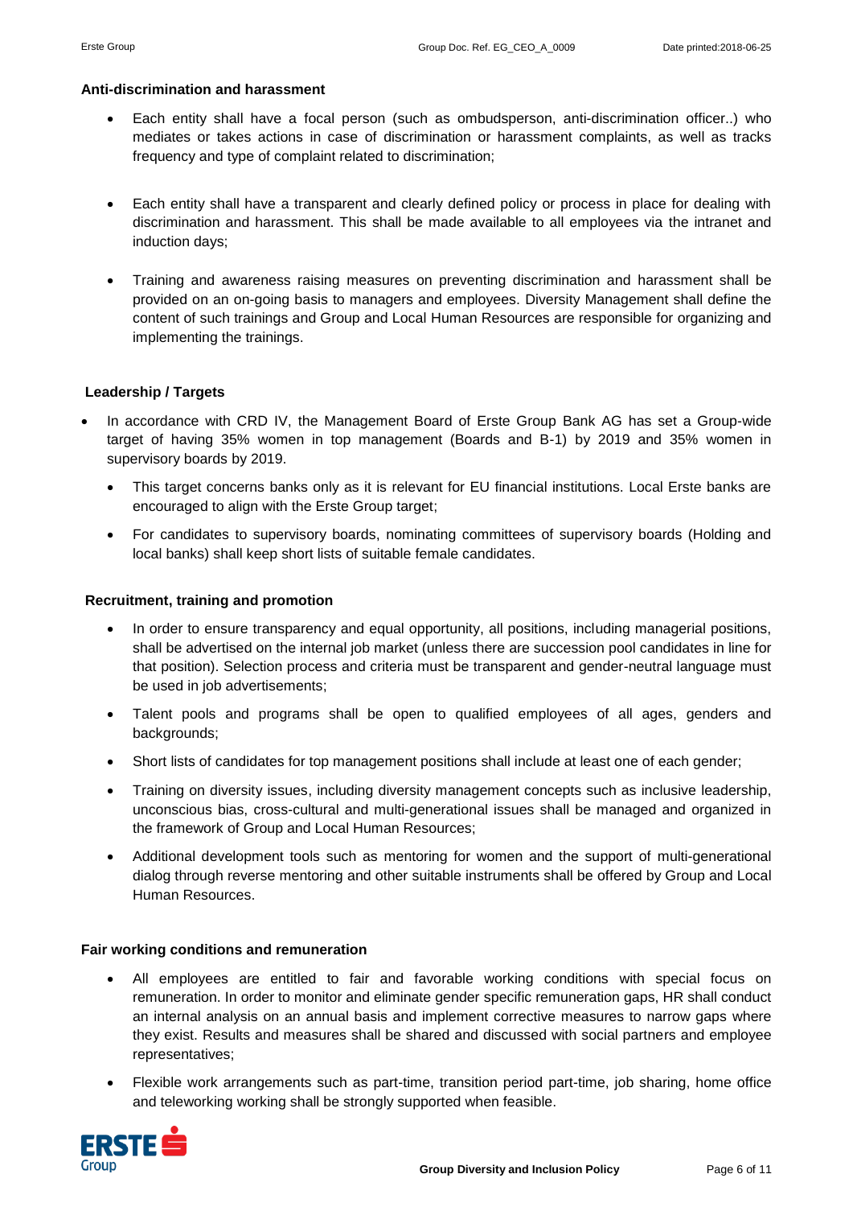**Anti-discrimination and harassment**

- Each entity shall have a focal person (such as ombudsperson, anti-discrimination officer..) who mediates or takes actions in case of discrimination or harassment complaints, as well as tracks frequency and type of complaint related to discrimination;
- Each entity shall have a transparent and clearly defined policy or process in place for dealing with discrimination and harassment. This shall be made available to all employees via the intranet and induction days;
- Training and awareness raising measures on preventing discrimination and harassment shall be provided on an on-going basis to managers and employees. Diversity Management shall define the content of such trainings and Group and Local Human Resources are responsible for organizing and implementing the trainings.

**Leadership / Targets**

- In accordance with CRD IV, the Management Board of Erste Group Bank AG has set a Group-wide target of having 35% women in top management (Boards and B-1) by 2019 and 35% women in supervisory boards by 2019.
  - This target concerns banks only as it is relevant for EU financial institutions. Local Erste banks are encouraged to align with the Erste Group target;
  - For candidates to supervisory boards, nominating committees of supervisory boards (Holding and local banks) shall keep short lists of suitable female candidates.

**Recruitment, training and promotion**

- In order to ensure transparency and equal opportunity, all positions, including managerial positions, shall be advertised on the internal job market (unless there are succession pool candidates in line for that position). Selection process and criteria must be transparent and gender-neutral language must be used in job advertisements;
- Talent pools and programs shall be open to qualified employees of all ages, genders and backgrounds;
- Short lists of candidates for top management positions shall include at least one of each gender;
- Training on diversity issues, including diversity management concepts such as inclusive leadership, unconscious bias, cross-cultural and multi-generational issues shall be managed and organized in the framework of Group and Local Human Resources;
- Additional development tools such as mentoring for women and the support of multi-generational dialog through reverse mentoring and other suitable instruments shall be offered by Group and Local Human Resources.

**Fair working conditions and remuneration**

- All employees are entitled to fair and favorable working conditions with special focus on remuneration. In order to monitor and eliminate gender specific remuneration gaps, HR shall conduct an internal analysis on an annual basis and implement corrective measures to narrow gaps where they exist. Results and measures shall be shared and discussed with social partners and employee representatives;
- Flexible work arrangements such as part-time, transition period part-time, job sharing, home office and teleworking working shall be strongly supported when feasible.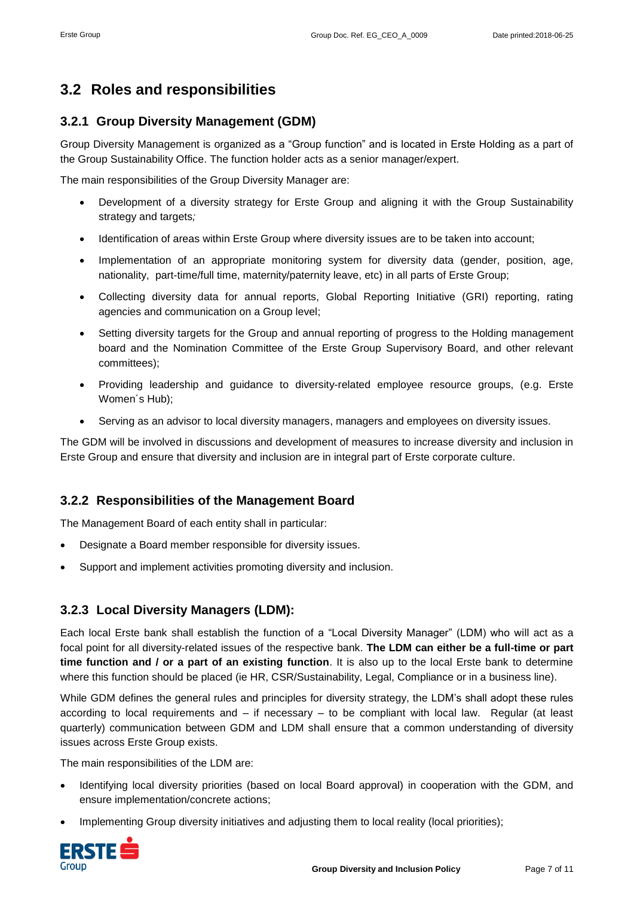## 3.2 Roles and responsibilities

### 3.2.1 Group Diversity Management (GDM)

Group Diversity Management is organized as a "Group function" and is located in Erste Holding as a part of the Group Sustainability Office. The function holder acts as a senior manager/expert.

The main responsibilities of the Group Diversity Manager are:

- Development of a diversity strategy for Erste Group and aligning it with the Group Sustainability strategy and targets*;*
- Identification of areas within Erste Group where diversity issues are to be taken into account;
- Implementation of an appropriate monitoring system for diversity data (gender, position, age, nationality, part-time/full time, maternity/paternity leave, etc) in all parts of Erste Group;
- Collecting diversity data for annual reports, Global Reporting Initiative (GRI) reporting, rating agencies and communication on a Group level;
- Setting diversity targets for the Group and annual reporting of progress to the Holding management board and the Nomination Committee of the Erste Group Supervisory Board, and other relevant committees);
- Providing leadership and guidance to diversity-related employee resource groups, (e.g. Erste Women´s Hub);
- Serving as an advisor to local diversity managers, managers and employees on diversity issues.

The GDM will be involved in discussions and development of measures to increase diversity and inclusion in Erste Group and ensure that diversity and inclusion are in integral part of Erste corporate culture.

### 3.2.2 Responsibilities of the Management Board

The Management Board of each entity shall in particular:

- Designate a Board member responsible for diversity issues.
- Support and implement activities promoting diversity and inclusion.

### 3.2.3 Local Diversity Managers (LDM):

Each local Erste bank shall establish the function of a "Local Diversity Manager" (LDM) who will act as a focal point for all diversity-related issues of the respective bank. **The LDM can either be a full-time or part time function and / or a part of an existing function**. It is also up to the local Erste bank to determine where this function should be placed (ie HR, CSR/Sustainability, Legal, Compliance or in a business line).

While GDM defines the general rules and principles for diversity strategy, the LDM's shall adopt these rules according to local requirements and – if necessary – to be compliant with local law. Regular (at least quarterly) communication between GDM and LDM shall ensure that a common understanding of diversity issues across Erste Group exists.

The main responsibilities of the LDM are:

- Identifying local diversity priorities (based on local Board approval) in cooperation with the GDM, and ensure implementation/concrete actions;
- Implementing Group diversity initiatives and adjusting them to local reality (local priorities);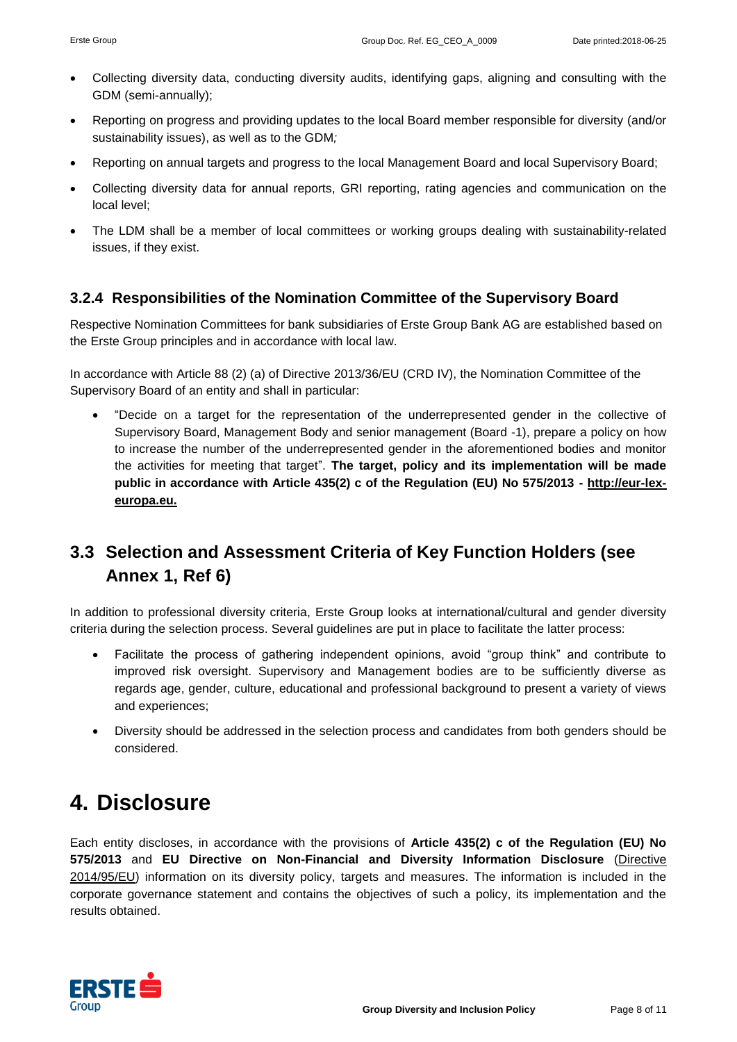- Collecting diversity data, conducting diversity audits, identifying gaps, aligning and consulting with the GDM (semi-annually);
- Reporting on progress and providing updates to the local Board member responsible for diversity (and/or sustainability issues), as well as to the GDM*;*
- Reporting on annual targets and progress to the local Management Board and local Supervisory Board;
- Collecting diversity data for annual reports, GRI reporting, rating agencies and communication on the local level;
- The LDM shall be a member of local committees or working groups dealing with sustainability-related issues, if they exist.

### 3.2.4 Responsibilities of the Nomination Committee of the Supervisory Board

Respective Nomination Committees for bank subsidiaries of Erste Group Bank AG are established based on the Erste Group principles and in accordance with local law.

In accordance with Article 88 (2) (a) of Directive 2013/36/EU (CRD IV), the Nomination Committee of the Supervisory Board of an entity and shall in particular:

- "Decide on a target for the representation of the underrepresented gender in the collective of Supervisory Board, Management Body and senior management (Board -1), prepare a policy on how to increase the number of the underrepresented gender in the aforementioned bodies and monitor the activities for meeting that target". **The target, policy and its implementation will be made public in accordance with Article 435(2) c of the Regulation (EU) No 575/2013 - http://eur-lex-europa.eu.**

## 3.3 Selection and Assessment Criteria of Key Function Holders (see Annex 1, Ref 6)

In addition to professional diversity criteria, Erste Group looks at international/cultural and gender diversity criteria during the selection process. Several guidelines are put in place to facilitate the latter process:

- Facilitate the process of gathering independent opinions, avoid "group think" and contribute to improved risk oversight. Supervisory and Management bodies are to be sufficiently diverse as regards age, gender, culture, educational and professional background to present a variety of views and experiences;
- Diversity should be addressed in the selection process and candidates from both genders should be considered.

# 4. Disclosure

Each entity discloses, in accordance with the provisions of **Article 435(2) c of the Regulation (EU) No 575/2013** and **EU Directive on Non-Financial and Diversity Information Disclosure** (Directive 2014/95/EU) information on its diversity policy, targets and measures. The information is included in the corporate governance statement and contains the objectives of such a policy, its implementation and the results obtained.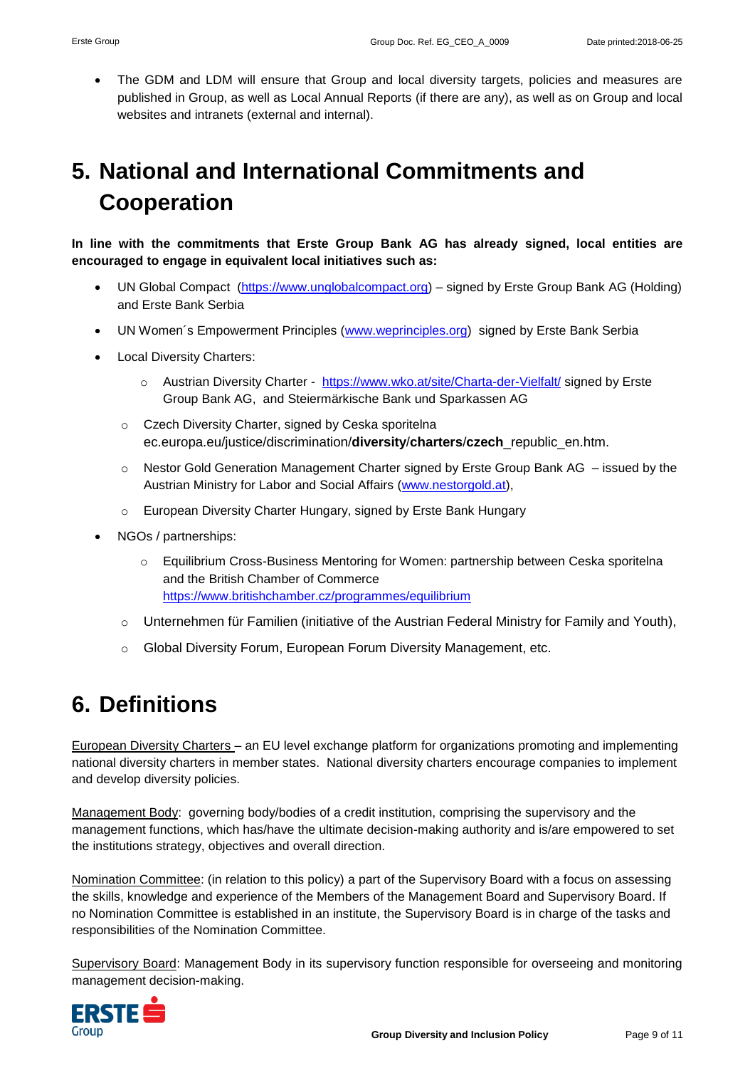- The GDM and LDM will ensure that Group and local diversity targets, policies and measures are published in Group, as well as Local Annual Reports (if there are any), as well as on Group and local websites and intranets (external and internal).

# 5. National and International Commitments and Cooperation

**In line with the commitments that Erste Group Bank AG has already signed, local entities are encouraged to engage in equivalent local initiatives such as:**

- UN Global Compact (https://www.unglobalcompact.org) – signed by Erste Group Bank AG (Holding) and Erste Bank Serbia
- UN Women´s Empowerment Principles (www.weprinciples.org) signed by Erste Bank Serbia
- Local Diversity Charters:
  - Austrian Diversity Charter - https://www.wko.at/site/Charta-der-Vielfalt/ signed by Erste Group Bank AG, and Steiermärkische Bank und Sparkassen AG
  - Czech Diversity Charter, signed by Ceska sporitelna ec.europa.eu/justice/discrimination/**diversity**/**charters**/**czech**_republic_en.htm.
  - Nestor Gold Generation Management Charter signed by Erste Group Bank AG – issued by the Austrian Ministry for Labor and Social Affairs (www.nestorgold.at),
  - European Diversity Charter Hungary, signed by Erste Bank Hungary
- NGOs / partnerships:
  - Equilibrium Cross-Business Mentoring for Women: partnership between Ceska sporitelna and the British Chamber of Commerce https://www.britishchamber.cz/programmes/equilibrium
  - Unternehmen für Familien (initiative of the Austrian Federal Ministry for Family and Youth),
  - Global Diversity Forum, European Forum Diversity Management, etc.

# 6. Definitions

European Diversity Charters – an EU level exchange platform for organizations promoting and implementing national diversity charters in member states. National diversity charters encourage companies to implement and develop diversity policies.

Management Body: governing body/bodies of a credit institution, comprising the supervisory and the management functions, which has/have the ultimate decision-making authority and is/are empowered to set the institutions strategy, objectives and overall direction.

Nomination Committee: (in relation to this policy) a part of the Supervisory Board with a focus on assessing the skills, knowledge and experience of the Members of the Management Board and Supervisory Board. If no Nomination Committee is established in an institute, the Supervisory Board is in charge of the tasks and responsibilities of the Nomination Committee.

Supervisory Board: Management Body in its supervisory function responsible for overseeing and monitoring management decision-making.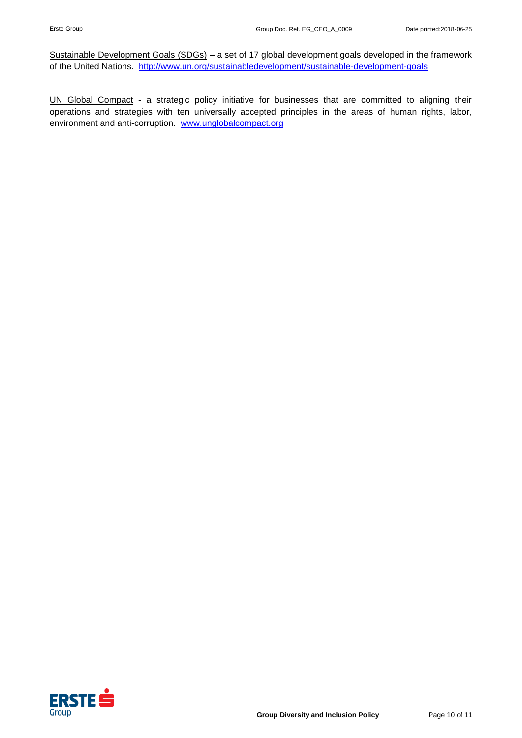<u>Sustainable Development Goals (SDGs)</u> – a set of 17 global development goals developed in the framework of the United Nations. [http://www.un.org/sustainabledevelopment/sustainable-development-goals](http://www.un.org/sustainabledevelopment/sustainable-development-goals)

<u>UN Global Compact</u> - a strategic policy initiative for businesses that are committed to aligning their operations and strategies with ten universally accepted principles in the areas of human rights, labor, environment and anti-corruption. [www.unglobalcompact.org](http://www.unglobalcompact.org)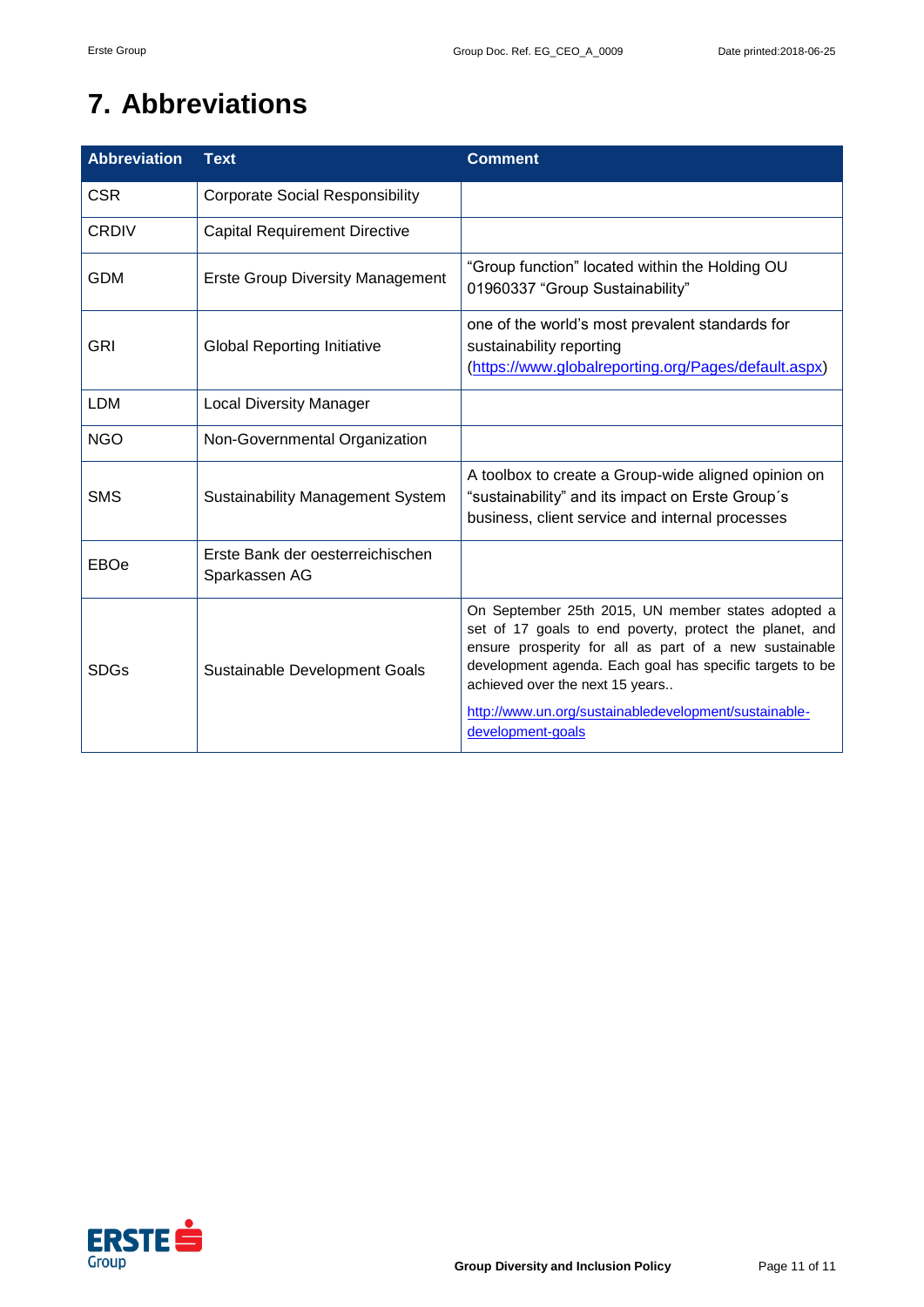# 7. Abbreviations

| Abbreviation | Text | Comment |
|---|---|---|
| CSR | Corporate Social Responsibility | |
| CRDIV | Capital Requirement Directive | |
| GDM | Erste Group Diversity Management | "Group function" located within the Holding OU 01960337 "Group Sustainability" |
| GRI | Global Reporting Initiative | one of the world's most prevalent standards for sustainability reporting (https://www.globalreporting.org/Pages/default.aspx) |
| LDM | Local Diversity Manager | |
| NGO | Non-Governmental Organization | |
| SMS | Sustainability Management System | A toolbox to create a Group-wide aligned opinion on "sustainability" and its impact on Erste Group´s business, client service and internal processes |
| EBOe | Erste Bank der oesterreichischen Sparkassen AG | |
| SDGs | Sustainable Development Goals | On September 25th 2015, UN member states adopted a set of 17 goals to end poverty, protect the planet, and ensure prosperity for all as part of a new sustainable development agenda. Each goal has specific targets to be achieved over the next 15 years.. http://www.un.org/sustainabledevelopment/sustainable-development-goals |